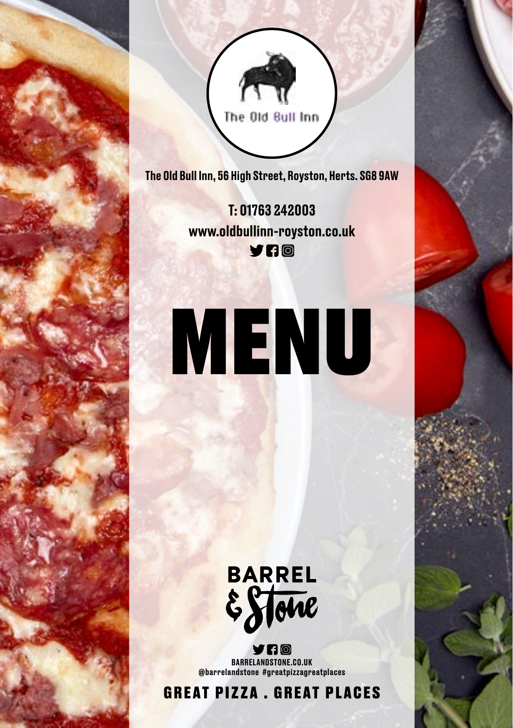The Old Bull Inn

The Old Bull Inn, 56 High Street, Royston, Herts. SG8 9AW

T: 01763 242003

www.oldbullinn-royston.co.uk

# MENU

BARREL & Stone

BARRELANDSTONE.CO.UK

@barrelandstone #greatpizzagreatplaces

GREAT PIZZA . GREAT PLACES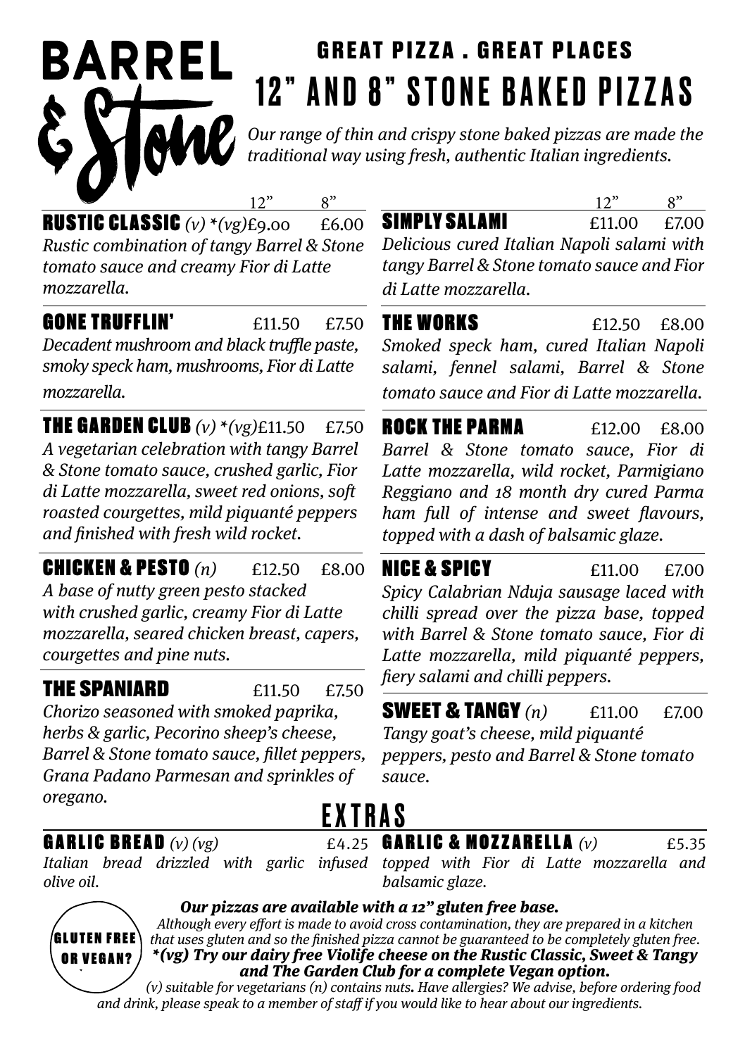# BARREL & Stone

## GREAT PIZZA . GREAT PLACES

# 12" AND 8" STONE BAKED PIZZAS

*Our range of thin and crispy stone baked pizzas are made the traditional way using fresh, authentic Italian ingredients.*

| | 12" | 8" |
|---|---|---|
| **RUSTIC CLASSIC** *(v) *(vg)* | £9.00 | £6.00 |

*Rustic combination of tangy Barrel & Stone tomato sauce and creamy Fior di Latte mozzarella.*

| | 12" | 8" |
|---|---|---|
| **GONE TRUFFLIN'** | £11.50 | £7.50 |

*Decadent mushroom and black truffle paste, smoky speck ham, mushrooms, Fior di Latte mozzarella.*

| | 12" | 8" |
|---|---|---|
| **THE GARDEN CLUB** *(v) *(vg)* | £11.50 | £7.50 |

*A vegetarian celebration with tangy Barrel & Stone tomato sauce, crushed garlic, Fior di Latte mozzarella, sweet red onions, soft roasted courgettes, mild piquanté peppers and finished with fresh wild rocket.*

| | 12" | 8" |
|---|---|---|
| **CHICKEN & PESTO** *(n)* | £12.50 | £8.00 |

*A base of nutty green pesto stacked with crushed garlic, creamy Fior di Latte mozzarella, seared chicken breast, capers, courgettes and pine nuts.*

| | 12" | 8" |
|---|---|---|
| **THE SPANIARD** | £11.50 | £7.50 |

*Chorizo seasoned with smoked paprika, herbs & garlic, Pecorino sheep's cheese, Barrel & Stone tomato sauce, fillet peppers, Grana Padano Parmesan and sprinkles of oregano.*

| | 12" | 8" |
|---|---|---|
| **SIMPLY SALAMI** | £11.00 | £7.00 |

*Delicious cured Italian Napoli salami with tangy Barrel & Stone tomato sauce and Fior di Latte mozzarella.*

| | 12" | 8" |
|---|---|---|
| **THE WORKS** | £12.50 | £8.00 |

*Smoked speck ham, cured Italian Napoli salami, fennel salami, Barrel & Stone tomato sauce and Fior di Latte mozzarella.*

| | 12" | 8" |
|---|---|---|
| **ROCK THE PARMA** | £12.00 | £8.00 |

*Barrel & Stone tomato sauce, Fior di Latte mozzarella, wild rocket, Parmigiano Reggiano and 18 month dry cured Parma ham full of intense and sweet flavours, topped with a dash of balsamic glaze.*

| | 12" | 8" |
|---|---|---|
| **NICE & SPICY** | £11.00 | £7.00 |

*Spicy Calabrian Nduja sausage laced with chilli spread over the pizza base, topped with Barrel & Stone tomato sauce, Fior di Latte mozzarella, mild piquanté peppers, fiery salami and chilli peppers.*

| | 12" | 8" |
|---|---|---|
| **SWEET & TANGY** *(n)* | £11.00 | £7.00 |

*Tangy goat's cheese, mild piquanté peppers, pesto and Barrel & Stone tomato sauce.*

## EXTRAS

**GARLIC BREAD** *(v) (vg)* £4.25

*Italian bread drizzled with garlic infused olive oil.*

**GARLIC & MOZZARELLA** *(v)* £5.35

*topped with Fior di Latte mozzarella and balsamic glaze.*

**GLUTEN FREE OR VEGAN?**

***Our pizzas are available with a 12" gluten free base.***

*Although every effort is made to avoid cross contamination, they are prepared in a kitchen that uses gluten and so the finished pizza cannot be guaranteed to be completely gluten free.*

***\*(vg) Try our dairy free Violife cheese on the Rustic Classic, Sweet & Tangy and The Garden Club for a complete Vegan option.***

*(v) suitable for vegetarians (n) contains nuts. Have allergies? We advise, before ordering food and drink, please speak to a member of staff if you would like to hear about our ingredients.*